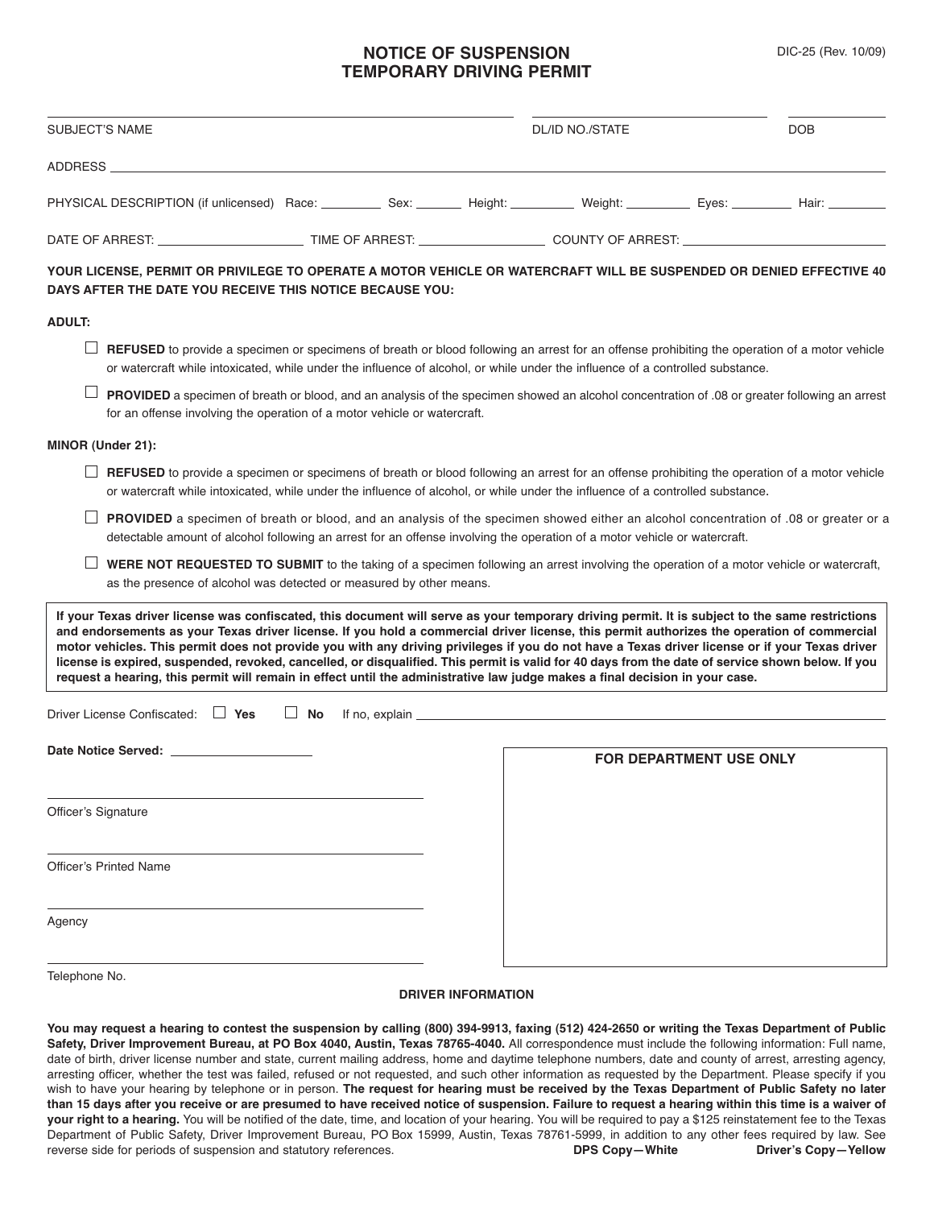# NOTICE OF SUSPENSION
# TEMPORARY DRIVING PERMIT

DIC-25 (Rev. 10/09)

SUBJECT'S NAME ______________________ DL/ID NO./STATE ______________________ DOB ______________

ADDRESS ________________________________________________

PHYSICAL DESCRIPTION (if unlicensed) Race: ________ Sex: ______ Height: ________ Weight: ________ Eyes: ________ Hair: ________

DATE OF ARREST: ____________________ TIME OF ARREST: ________________ COUNTY OF ARREST: ______________________

**YOUR LICENSE, PERMIT OR PRIVILEGE TO OPERATE A MOTOR VEHICLE OR WATERCRAFT WILL BE SUSPENDED OR DENIED EFFECTIVE 40 DAYS AFTER THE DATE YOU RECEIVE THIS NOTICE BECAUSE YOU:**

**ADULT:**

- ☐ **REFUSED** to provide a specimen or specimens of breath or blood following an arrest for an offense prohibiting the operation of a motor vehicle or watercraft while intoxicated, while under the influence of alcohol, or while under the influence of a controlled substance.
- ☐ **PROVIDED** a specimen of breath or blood, and an analysis of the specimen showed an alcohol concentration of .08 or greater following an arrest for an offense involving the operation of a motor vehicle or watercraft.

**MINOR (Under 21):**

- ☐ **REFUSED** to provide a specimen or specimens of breath or blood following an arrest for an offense prohibiting the operation of a motor vehicle or watercraft while intoxicated, while under the influence of alcohol, or while under the influence of a controlled substance.
- ☐ **PROVIDED** a specimen of breath or blood, and an analysis of the specimen showed either an alcohol concentration of .08 or greater or a detectable amount of alcohol following an arrest for an offense involving the operation of a motor vehicle or watercraft.
- ☐ **WERE NOT REQUESTED TO SUBMIT** to the taking of a specimen following an arrest involving the operation of a motor vehicle or watercraft, as the presence of alcohol was detected or measured by other means.

**If your Texas driver license was confiscated, this document will serve as your temporary driving permit. It is subject to the same restrictions and endorsements as your Texas driver license. If you hold a commercial driver license, this permit authorizes the operation of commercial motor vehicles. This permit does not provide you with any driving privileges if you do not have a Texas driver license or if your Texas driver license is expired, suspended, revoked, cancelled, or disqualified. This permit is valid for 40 days from the date of service shown below. If you request a hearing, this permit will remain in effect until the administrative law judge makes a final decision in your case.**

Driver License Confiscated: ☐ **Yes** ☐ **No** If no, explain ________________________________

**Date Notice Served:** ____________________

______________________________
Officer's Signature

______________________________
Officer's Printed Name

______________________________
Agency

______________________________
Telephone No.

**FOR DEPARTMENT USE ONLY**

**DRIVER INFORMATION**

**You may request a hearing to contest the suspension by calling (800) 394-9913, faxing (512) 424-2650 or writing the Texas Department of Public Safety, Driver Improvement Bureau, at PO Box 4040, Austin, Texas 78765-4040.** All correspondence must include the following information: Full name, date of birth, driver license number and state, current mailing address, home and daytime telephone numbers, date and county of arrest, arresting agency, arresting officer, whether the test was failed, refused or not requested, and such other information as requested by the Department. Please specify if you wish to have your hearing by telephone or in person. **The request for hearing must be received by the Texas Department of Public Safety no later than 15 days after you receive or are presumed to have received notice of suspension. Failure to request a hearing within this time is a waiver of your right to a hearing.** You will be notified of the date, time, and location of your hearing. You will be required to pay a $125 reinstatement fee to the Texas Department of Public Safety, Driver Improvement Bureau, PO Box 15999, Austin, Texas 78761-5999, in addition to any other fees required by law. See reverse side for periods of suspension and statutory references.

**DPS Copy—White** **Driver's Copy—Yellow**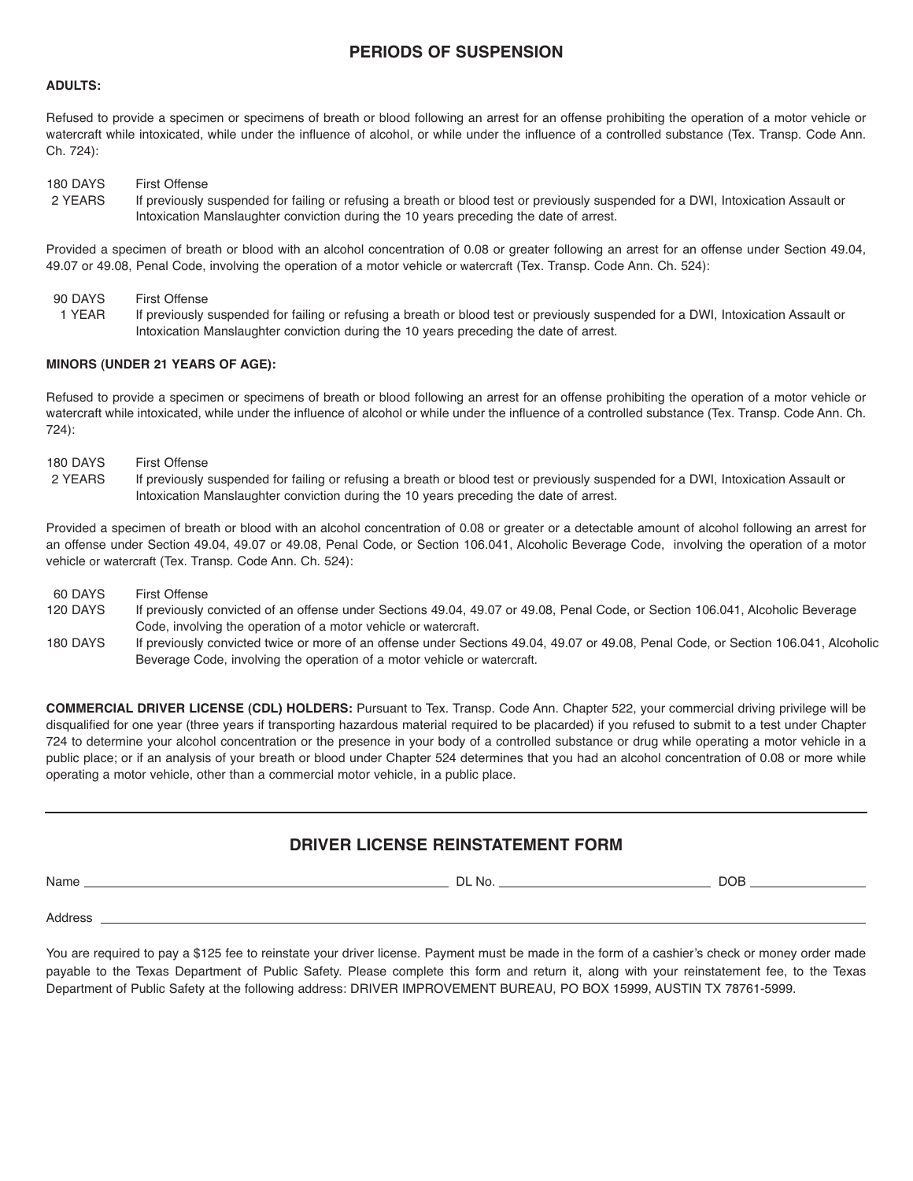## PERIODS OF SUSPENSION

**ADULTS:**

Refused to provide a specimen or specimens of breath or blood following an arrest for an offense prohibiting the operation of a motor vehicle or watercraft while intoxicated, while under the influence of alcohol, or while under the influence of a controlled substance (Tex. Transp. Code Ann. Ch. 724):

| | |
|---|---|
| 180 DAYS | First Offense |
| 2 YEARS | If previously suspended for failing or refusing a breath or blood test or previously suspended for a DWI, Intoxication Assault or Intoxication Manslaughter conviction during the 10 years preceding the date of arrest. |

Provided a specimen of breath or blood with an alcohol concentration of 0.08 or greater following an arrest for an offense under Section 49.04, 49.07 or 49.08, Penal Code, involving the operation of a motor vehicle or watercraft (Tex. Transp. Code Ann. Ch. 524):

| | |
|---|---|
| 90 DAYS | First Offense |
| 1 YEAR | If previously suspended for failing or refusing a breath or blood test or previously suspended for a DWI, Intoxication Assault or Intoxication Manslaughter conviction during the 10 years preceding the date of arrest. |

**MINORS (UNDER 21 YEARS OF AGE):**

Refused to provide a specimen or specimens of breath or blood following an arrest for an offense prohibiting the operation of a motor vehicle or watercraft while intoxicated, while under the influence of alcohol or while under the influence of a controlled substance (Tex. Transp. Code Ann. Ch. 724):

| | |
|---|---|
| 180 DAYS | First Offense |
| 2 YEARS | If previously suspended for failing or refusing a breath or blood test or previously suspended for a DWI, Intoxication Assault or Intoxication Manslaughter conviction during the 10 years preceding the date of arrest. |

Provided a specimen of breath or blood with an alcohol concentration of 0.08 or greater or a detectable amount of alcohol following an arrest for an offense under Section 49.04, 49.07 or 49.08, Penal Code, or Section 106.041, Alcoholic Beverage Code, involving the operation of a motor vehicle or watercraft (Tex. Transp. Code Ann. Ch. 524):

| | |
|---|---|
| 60 DAYS | First Offense |
| 120 DAYS | If previously convicted of an offense under Sections 49.04, 49.07 or 49.08, Penal Code, or Section 106.041, Alcoholic Beverage Code, involving the operation of a motor vehicle or watercraft. |
| 180 DAYS | If previously convicted twice or more of an offense under Sections 49.04, 49.07 or 49.08, Penal Code, or Section 106.041, Alcoholic Beverage Code, involving the operation of a motor vehicle or watercraft. |

**COMMERCIAL DRIVER LICENSE (CDL) HOLDERS:** Pursuant to Tex. Transp. Code Ann. Chapter 522, your commercial driving privilege will be disqualified for one year (three years if transporting hazardous material required to be placarded) if you refused to submit to a test under Chapter 724 to determine your alcohol concentration or the presence in your body of a controlled substance or drug while operating a motor vehicle in a public place; or if an analysis of your breath or blood under Chapter 524 determines that you had an alcohol concentration of 0.08 or more while operating a motor vehicle, other than a commercial motor vehicle, in a public place.

---

## DRIVER LICENSE REINSTATEMENT FORM

Name ______________________ DL No. ______________________ DOB ______________

Address ______________________________________________________________

You are required to pay a $125 fee to reinstate your driver license. Payment must be made in the form of a cashier's check or money order made payable to the Texas Department of Public Safety. Please complete this form and return it, along with your reinstatement fee, to the Texas Department of Public Safety at the following address: DRIVER IMPROVEMENT BUREAU, PO BOX 15999, AUSTIN TX 78761-5999.